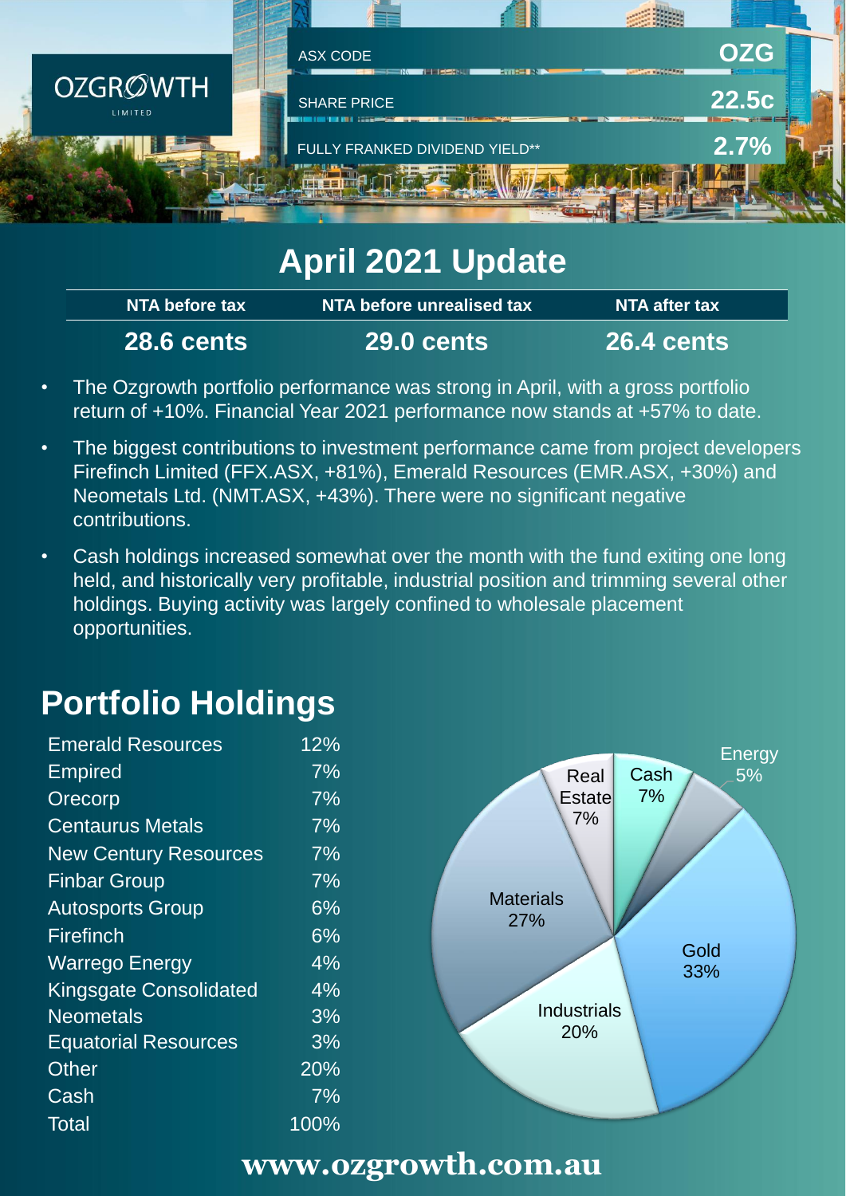OZGROWTH LIMITED

| ASX CODE | OZG |
|---|---|
| SHARE PRICE | 22.5c |
| FULLY FRANKED DIVIDEND YIELD** | 2.7% |

# April 2021 Update

| NTA before tax | NTA before unrealised tax | NTA after tax |
|---|---|---|
| 28.6 cents | 29.0 cents | 26.4 cents |

- The Ozgrowth portfolio performance was strong in April, with a gross portfolio return of +10%. Financial Year 2021 performance now stands at +57% to date.
- The biggest contributions to investment performance came from project developers Firefinch Limited (FFX.ASX, +81%), Emerald Resources (EMR.ASX, +30%) and Neometals Ltd. (NMT.ASX, +43%). There were no significant negative contributions.
- Cash holdings increased somewhat over the month with the fund exiting one long held, and historically very profitable, industrial position and trimming several other holdings. Buying activity was largely confined to wholesale placement opportunities.

## Portfolio Holdings

| Holding | % |
|---|---|
| Emerald Resources | 12% |
| Empired | 7% |
| Orecorp | 7% |
| Centaurus Metals | 7% |
| New Century Resources | 7% |
| Finbar Group | 7% |
| Autosports Group | 6% |
| Firefinch | 6% |
| Warrego Energy | 4% |
| Kingsgate Consolidated | 4% |
| Neometals | 3% |
| Equatorial Resources | 3% |
| Other | 20% |
| Cash | 7% |
| Total | 100% |

| Sector | % |
|---|---|
| Gold | 33% |
| Materials | 27% |
| Industrials | 20% |
| Real Estate | 7% |
| Cash | 7% |
| Energy | 5% |

**www.ozgrowth.com.au**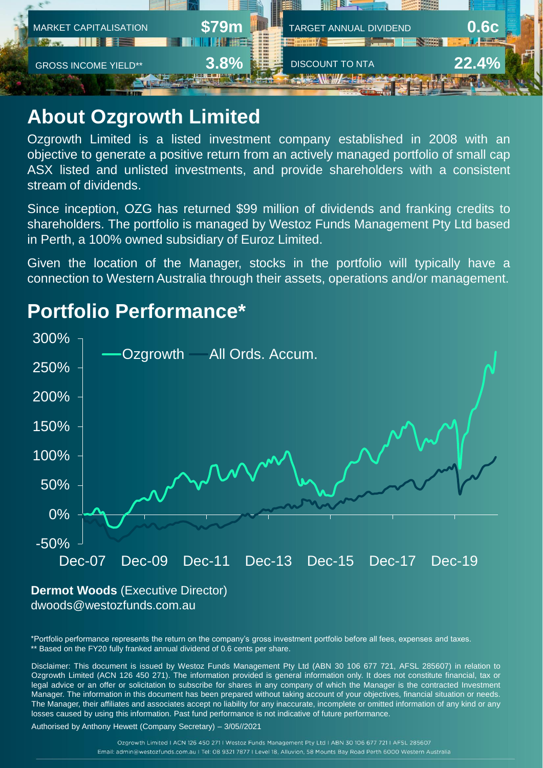MARKET CAPITALISATION **$79m**

TARGET ANNUAL DIVIDEND **0.6c**

GROSS INCOME YIELD** **3.8%**

DISCOUNT TO NTA **22.4%**

## About Ozgrowth Limited

Ozgrowth Limited is a listed investment company established in 2008 with an objective to generate a positive return from an actively managed portfolio of small cap ASX listed and unlisted investments, and provide shareholders with a consistent stream of dividends.

Since inception, OZG has returned $99 million of dividends and franking credits to shareholders. The portfolio is managed by Westoz Funds Management Pty Ltd based in Perth, a 100% owned subsidiary of Euroz Limited.

Given the location of the Manager, stocks in the portfolio will typically have a connection to Western Australia through their assets, operations and/or management.

## Portfolio Performance*

Ozgrowth
All Ords. Accum.

300%
250%
200%
150%
100%
50%
0%
-50%

Dec-07
Dec-09
Dec-11
Dec-13
Dec-15
Dec-17
Dec-19

**Dermot Woods** (Executive Director)
dwoods@westozfunds.com.au

*Portfolio performance represents the return on the company's gross investment portfolio before all fees, expenses and taxes.
** Based on the FY20 fully franked annual dividend of 0.6 cents per share.

Disclaimer: This document is issued by Westoz Funds Management Pty Ltd (ABN 30 106 677 721, AFSL 285607) in relation to Ozgrowth Limited (ACN 126 450 271). The information provided is general information only. It does not constitute financial, tax or legal advice or an offer or solicitation to subscribe for shares in any company of which the Manager is the contracted Investment Manager. The information in this document has been prepared without taking account of your objectives, financial situation or needs. The Manager, their affiliates and associates accept no liability for any inaccurate, incomplete or omitted information of any kind or any losses caused by using this information. Past fund performance is not indicative of future performance.

Authorised by Anthony Hewett (Company Secretary) – 3/05//2021

Ozgrowth Limited I ACN 126 450 271 I Westoz Funds Management Pty Ltd I ABN 30 106 677 721 I AFSL 285607
Email: admin@westozfunds.com.au I Tel: 08 9321 7877 I Level 18, Alluvion, 58 Mounts Bay Road Perth 6000 Western Australia